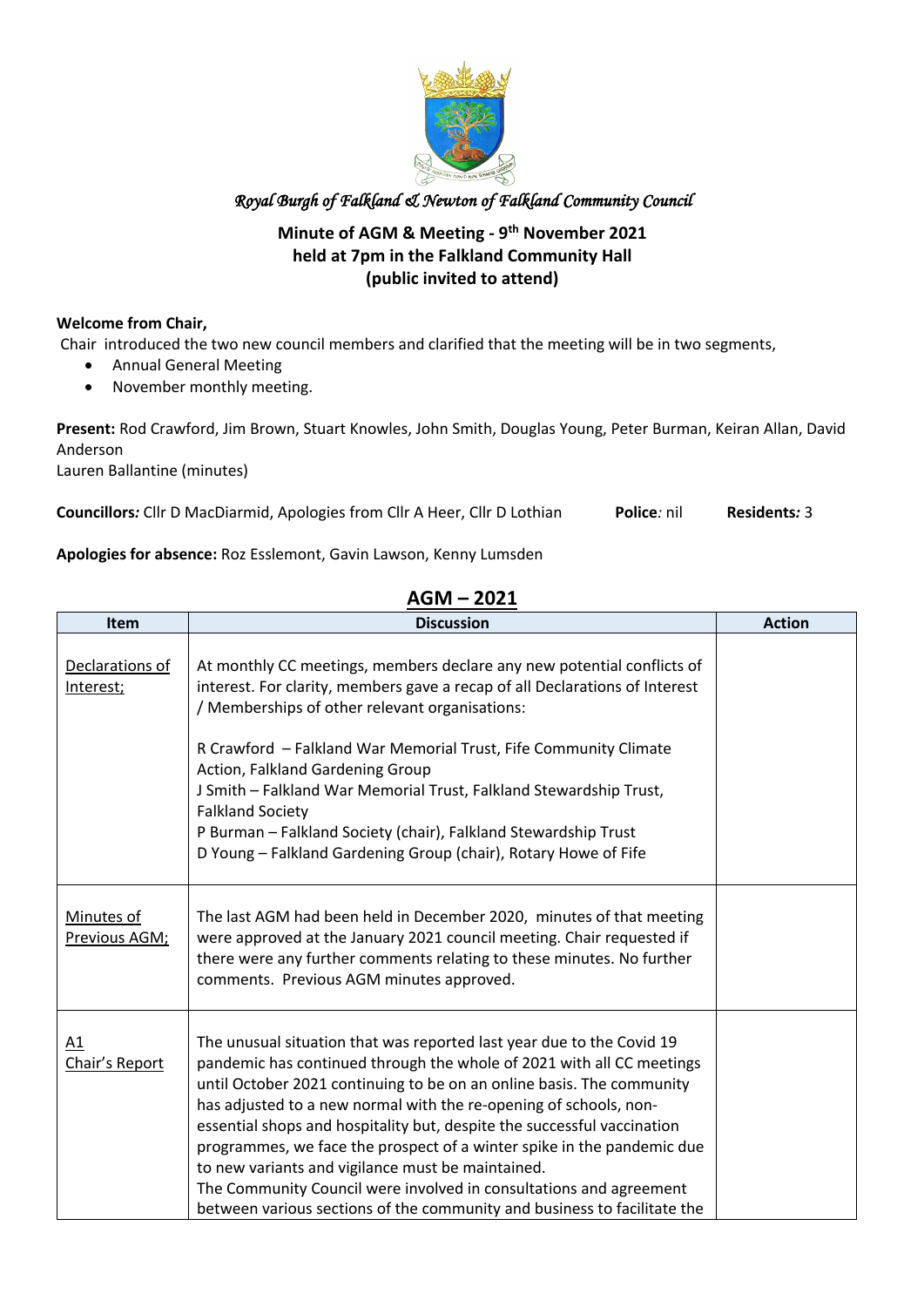*Royal Burgh of Falkland & Newton of Falkland Community Council*

**Minute of AGM & Meeting - 9th November 2021**
**held at 7pm in the Falkland Community Hall**
**(public invited to attend)**

**Welcome from Chair,**

Chair introduced the two new council members and clarified that the meeting will be in two segments,

- Annual General Meeting
- November monthly meeting.

**Present:** Rod Crawford, Jim Brown, Stuart Knowles, John Smith, Douglas Young, Peter Burman, Keiran Allan, David Anderson
Lauren Ballantine (minutes)

**Councillors:** Cllr D MacDiarmid, Apologies from Cllr A Heer, Cllr D Lothian **Police**: nil **Residents:** 3

**Apologies for absence:** Roz Esslemont, Gavin Lawson, Kenny Lumsden

## AGM – 2021

| Item | Discussion | Action |
|---|---|---|
| Declarations of Interest; | At monthly CC meetings, members declare any new potential conflicts of interest. For clarity, members gave a recap of all Declarations of Interest / Memberships of other relevant organisations:<br><br>R Crawford – Falkland War Memorial Trust, Fife Community Climate Action, Falkland Gardening Group<br>J Smith – Falkland War Memorial Trust, Falkland Stewardship Trust, Falkland Society<br>P Burman – Falkland Society (chair), Falkland Stewardship Trust<br>D Young – Falkland Gardening Group (chair), Rotary Howe of Fife | |
| Minutes of Previous AGM; | The last AGM had been held in December 2020, minutes of that meeting were approved at the January 2021 council meeting. Chair requested if there were any further comments relating to these minutes. No further comments. Previous AGM minutes approved. | |
| A1<br>Chair's Report | The unusual situation that was reported last year due to the Covid 19 pandemic has continued through the whole of 2021 with all CC meetings until October 2021 continuing to be on an online basis. The community has adjusted to a new normal with the re-opening of schools, non-essential shops and hospitality but, despite the successful vaccination programmes, we face the prospect of a winter spike in the pandemic due to new variants and vigilance must be maintained.<br>The Community Council were involved in consultations and agreement between various sections of the community and business to facilitate the | |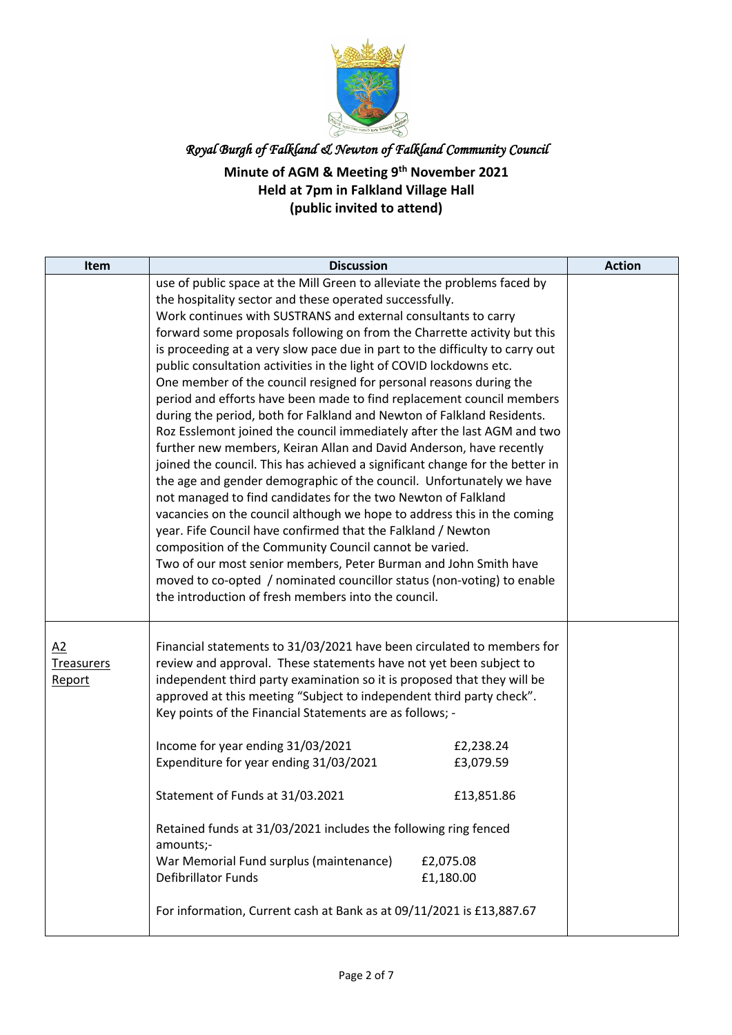*Royal Burgh of Falkland & Newton of Falkland Community Council*

**Minute of AGM & Meeting 9th November 2021**
**Held at 7pm in Falkland Village Hall**
**(public invited to attend)**

| Item | Discussion | Action |
|---|---|---|
| | use of public space at the Mill Green to alleviate the problems faced by the hospitality sector and these operated successfully.<br>Work continues with SUSTRANS and external consultants to carry forward some proposals following on from the Charrette activity but this is proceeding at a very slow pace due in part to the difficulty to carry out public consultation activities in the light of COVID lockdowns etc.<br>One member of the council resigned for personal reasons during the period and efforts have been made to find replacement council members during the period, both for Falkland and Newton of Falkland Residents.<br>Roz Esslemont joined the council immediately after the last AGM and two further new members, Keiran Allan and David Anderson, have recently joined the council. This has achieved a significant change for the better in the age and gender demographic of the council. Unfortunately we have not managed to find candidates for the two Newton of Falkland vacancies on the council although we hope to address this in the coming year. Fife Council have confirmed that the Falkland / Newton composition of the Community Council cannot be varied.<br>Two of our most senior members, Peter Burman and John Smith have moved to co-opted / nominated councillor status (non-voting) to enable the introduction of fresh members into the council. | |
| A2 Treasurers Report | Financial statements to 31/03/2021 have been circulated to members for review and approval. These statements have not yet been subject to independent third party examination so it is proposed that they will be approved at this meeting "Subject to independent third party check".<br>Key points of the Financial Statements are as follows; -<br><br>Income for year ending 31/03/2021 — £2,238.24<br>Expenditure for year ending 31/03/2021 — £3,079.59<br><br>Statement of Funds at 31/03.2021 — £13,851.86<br><br>Retained funds at 31/03/2021 includes the following ring fenced amounts;-<br>War Memorial Fund surplus (maintenance) — £2,075.08<br>Defibrillator Funds — £1,180.00<br><br>For information, Current cash at Bank as at 09/11/2021 is £13,887.67 | |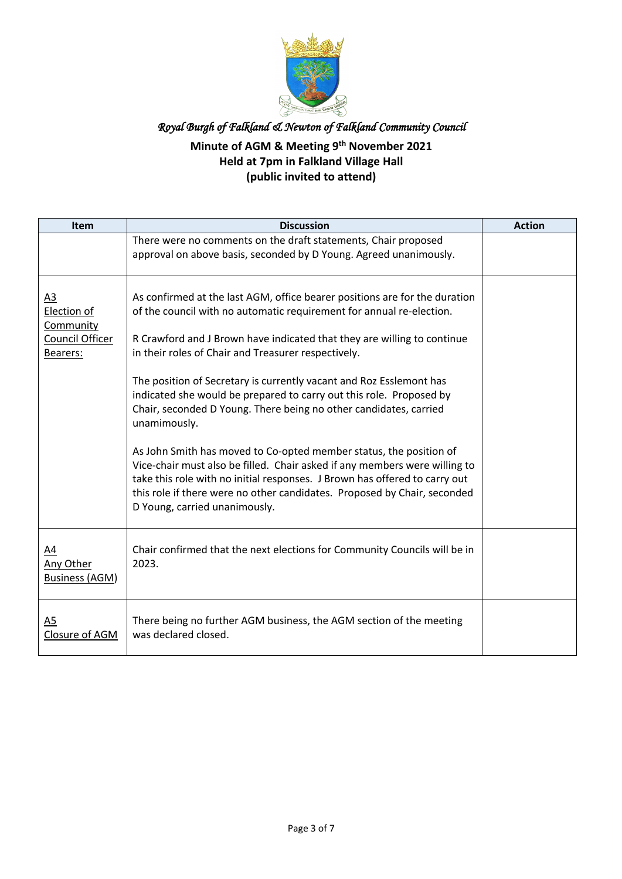*Royal Burgh of Falkland & Newton of Falkland Community Council*

**Minute of AGM & Meeting 9th November 2021**
**Held at 7pm in Falkland Village Hall**
**(public invited to attend)**

| Item | Discussion | Action |
|---|---|---|
| | There were no comments on the draft statements, Chair proposed approval on above basis, seconded by D Young. Agreed unanimously. | |
| A3 Election of Community Council Officer Bearers: | As confirmed at the last AGM, office bearer positions are for the duration of the council with no automatic requirement for annual re-election.<br><br>R Crawford and J Brown have indicated that they are willing to continue in their roles of Chair and Treasurer respectively.<br><br>The position of Secretary is currently vacant and Roz Esslemont has indicated she would be prepared to carry out this role. Proposed by Chair, seconded D Young. There being no other candidates, carried unamimously.<br><br>As John Smith has moved to Co-opted member status, the position of Vice-chair must also be filled. Chair asked if any members were willing to take this role with no initial responses. J Brown has offered to carry out this role if there were no other candidates. Proposed by Chair, seconded D Young, carried unanimously. | |
| A4 Any Other Business (AGM) | Chair confirmed that the next elections for Community Councils will be in 2023. | |
| A5 Closure of AGM | There being no further AGM business, the AGM section of the meeting was declared closed. | |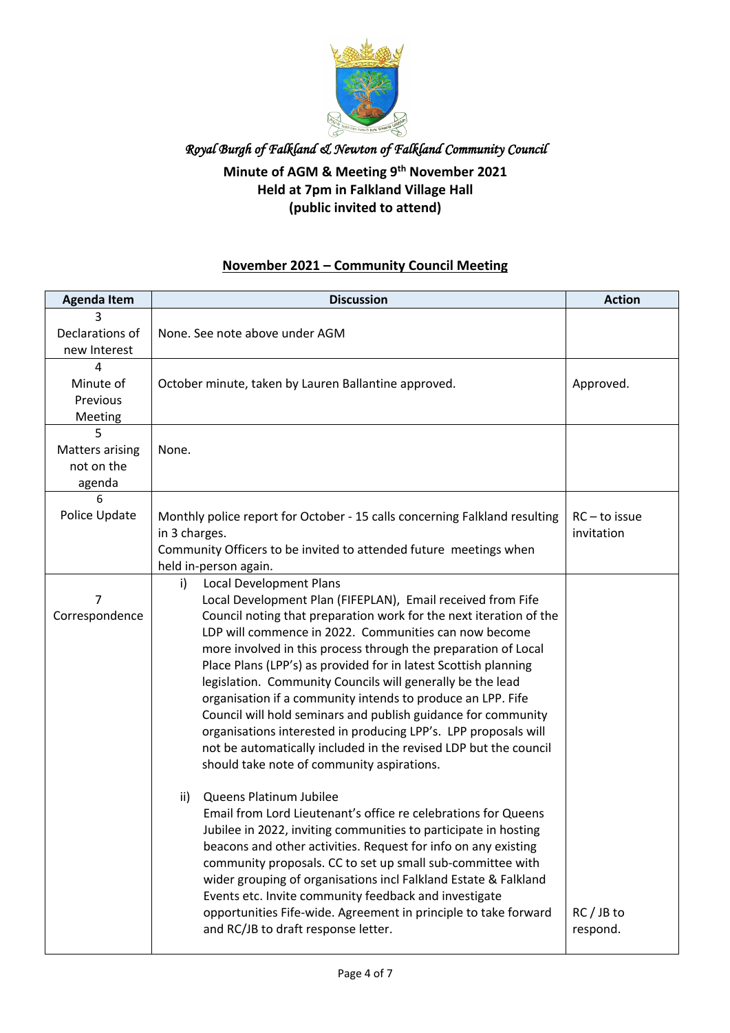*Royal Burgh of Falkland & Newton of Falkland Community Council*

**Minute of AGM & Meeting 9th November 2021**
**Held at 7pm in Falkland Village Hall**
**(public invited to attend)**

## November 2021 – Community Council Meeting

| Agenda Item | Discussion | Action |
|---|---|---|
| 3 Declarations of new Interest | None. See note above under AGM | |
| 4 Minute of Previous Meeting | October minute, taken by Lauren Ballantine approved. | Approved. |
| 5 Matters arising not on the agenda | None. | |
| 6 Police Update | Monthly police report for October - 15 calls concerning Falkland resulting in 3 charges. Community Officers to be invited to attended future meetings when held in-person again. | RC – to issue invitation |
| 7 Correspondence | i) Local Development Plans<br>Local Development Plan (FIFEPLAN), Email received from Fife Council noting that preparation work for the next iteration of the LDP will commence in 2022. Communities can now become more involved in this process through the preparation of Local Place Plans (LPP's) as provided for in latest Scottish planning legislation. Community Councils will generally be the lead organisation if a community intends to produce an LPP. Fife Council will hold seminars and publish guidance for community organisations interested in producing LPP's. LPP proposals will not be automatically included in the revised LDP but the council should take note of community aspirations.<br><br>ii) Queens Platinum Jubilee<br>Email from Lord Lieutenant's office re celebrations for Queens Jubilee in 2022, inviting communities to participate in hosting beacons and other activities. Request for info on any existing community proposals. CC to set up small sub-committee with wider grouping of organisations incl Falkland Estate & Falkland Events etc. Invite community feedback and investigate opportunities Fife-wide. Agreement in principle to take forward and RC/JB to draft response letter. | RC / JB to respond. |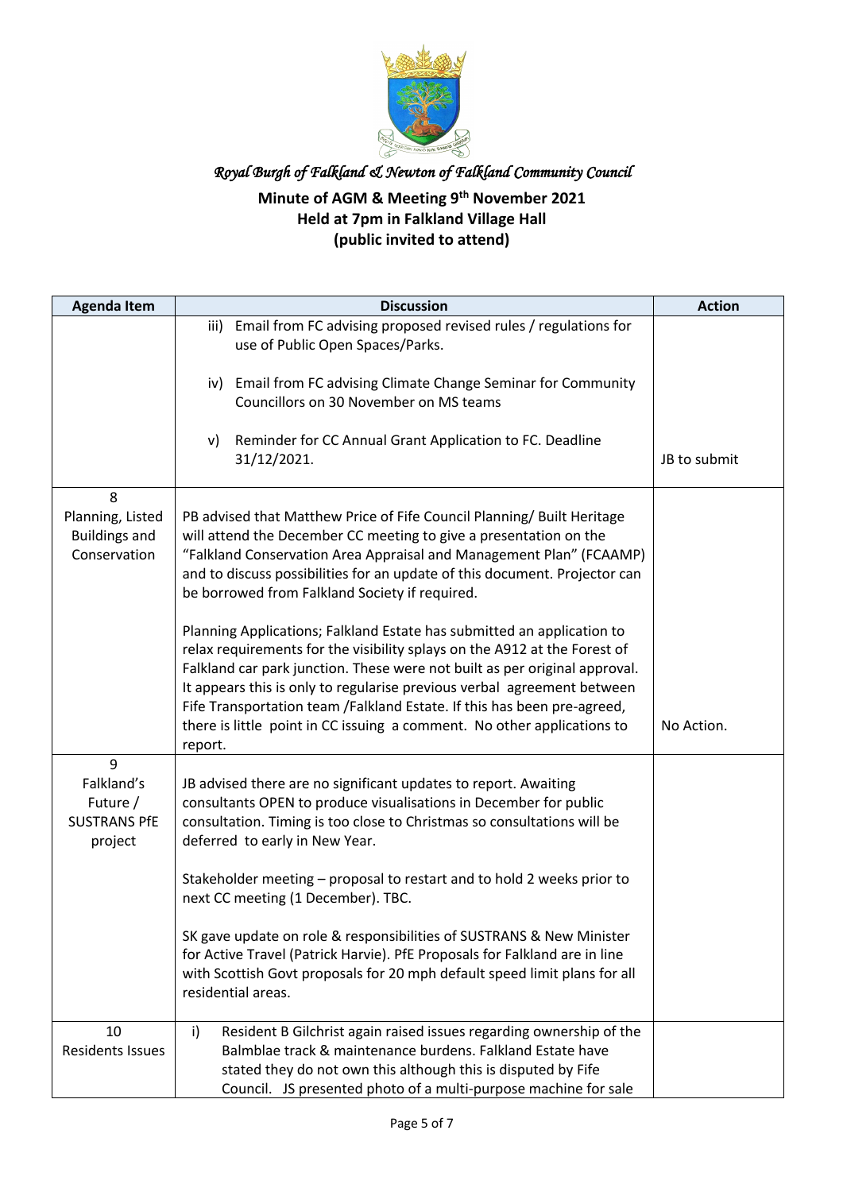*Royal Burgh of Falkland & Newton of Falkland Community Council*

**Minute of AGM & Meeting 9th November 2021**
**Held at 7pm in Falkland Village Hall**
**(public invited to attend)**

| Agenda Item | Discussion | Action |
|---|---|---|
| | iii) Email from FC advising proposed revised rules / regulations for use of Public Open Spaces/Parks.<br><br>iv) Email from FC advising Climate Change Seminar for Community Councillors on 30 November on MS teams<br><br>v) Reminder for CC Annual Grant Application to FC. Deadline 31/12/2021. | JB to submit |
| 8<br>Planning, Listed Buildings and Conservation | PB advised that Matthew Price of Fife Council Planning/ Built Heritage will attend the December CC meeting to give a presentation on the "Falkland Conservation Area Appraisal and Management Plan" (FCAAMP) and to discuss possibilities for an update of this document. Projector can be borrowed from Falkland Society if required.<br><br>Planning Applications; Falkland Estate has submitted an application to relax requirements for the visibility splays on the A912 at the Forest of Falkland car park junction. These were not built as per original approval. It appears this is only to regularise previous verbal agreement between Fife Transportation team /Falkland Estate. If this has been pre-agreed, there is little point in CC issuing a comment. No other applications to report. | No Action. |
| 9<br>Falkland's Future / SUSTRANS PfE project | JB advised there are no significant updates to report. Awaiting consultants OPEN to produce visualisations in December for public consultation. Timing is too close to Christmas so consultations will be deferred to early in New Year.<br><br>Stakeholder meeting – proposal to restart and to hold 2 weeks prior to next CC meeting (1 December). TBC.<br><br>SK gave update on role & responsibilities of SUSTRANS & New Minister for Active Travel (Patrick Harvie). PfE Proposals for Falkland are in line with Scottish Govt proposals for 20 mph default speed limit plans for all residential areas. | |
| 10<br>Residents Issues | i) Resident B Gilchrist again raised issues regarding ownership of the Balmblae track & maintenance burdens. Falkland Estate have stated they do not own this although this is disputed by Fife Council. JS presented photo of a multi-purpose machine for sale | |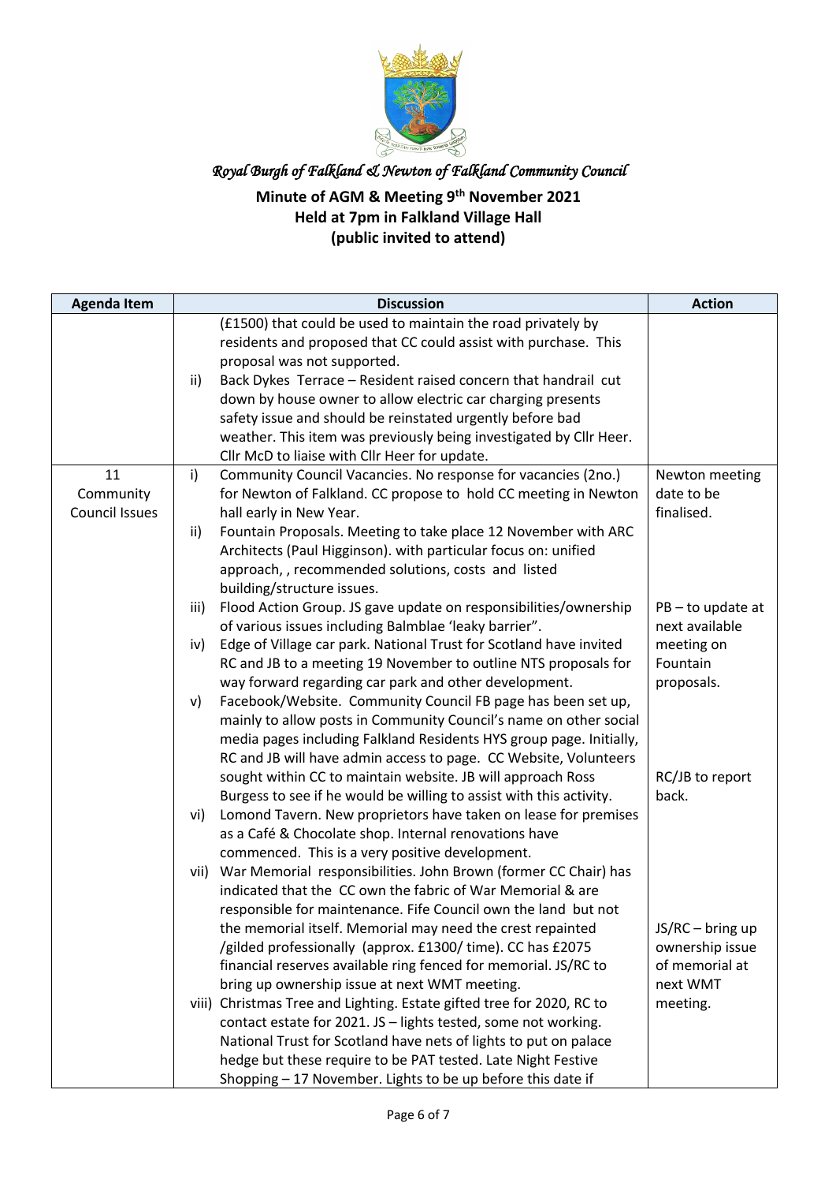*Royal Burgh of Falkland & Newton of Falkland Community Council*

**Minute of AGM & Meeting 9th November 2021**
**Held at 7pm in Falkland Village Hall**
**(public invited to attend)**

| Agenda Item | Discussion | Action |
|---|---|---|
| | (£1500) that could be used to maintain the road privately by residents and proposed that CC could assist with purchase. This proposal was not supported.<br>ii) Back Dykes Terrace – Resident raised concern that handrail cut down by house owner to allow electric car charging presents safety issue and should be reinstated urgently before bad weather. This item was previously being investigated by Cllr Heer. Cllr McD to liaise with Cllr Heer for update. | |
| 11 Community Council Issues | i) Community Council Vacancies. No response for vacancies (2no.) for Newton of Falkland. CC propose to hold CC meeting in Newton hall early in New Year.<br>ii) Fountain Proposals. Meeting to take place 12 November with ARC Architects (Paul Higginson). with particular focus on: unified approach, , recommended solutions, costs and listed building/structure issues.<br>iii) Flood Action Group. JS gave update on responsibilities/ownership of various issues including Balmblae 'leaky barrier".<br>iv) Edge of Village car park. National Trust for Scotland have invited RC and JB to a meeting 19 November to outline NTS proposals for way forward regarding car park and other development.<br>v) Facebook/Website. Community Council FB page has been set up, mainly to allow posts in Community Council's name on other social media pages including Falkland Residents HYS group page. Initially, RC and JB will have admin access to page. CC Website, Volunteers sought within CC to maintain website. JB will approach Ross Burgess to see if he would be willing to assist with this activity.<br>vi) Lomond Tavern. New proprietors have taken on lease for premises as a Café & Chocolate shop. Internal renovations have commenced. This is a very positive development.<br>vii) War Memorial responsibilities. John Brown (former CC Chair) has indicated that the CC own the fabric of War Memorial & are responsible for maintenance. Fife Council own the land but not the memorial itself. Memorial may need the crest repainted /gilded professionally (approx. £1300/ time). CC has £2075 financial reserves available ring fenced for memorial. JS/RC to bring up ownership issue at next WMT meeting.<br>viii) Christmas Tree and Lighting. Estate gifted tree for 2020, RC to contact estate for 2021. JS – lights tested, some not working. National Trust for Scotland have nets of lights to put on palace hedge but these require to be PAT tested. Late Night Festive Shopping – 17 November. Lights to be up before this date if | Newton meeting date to be finalised.<br><br>PB – to update at next available meeting on Fountain proposals.<br><br>RC/JB to report back.<br><br>JS/RC – bring up ownership issue of memorial at next WMT meeting. |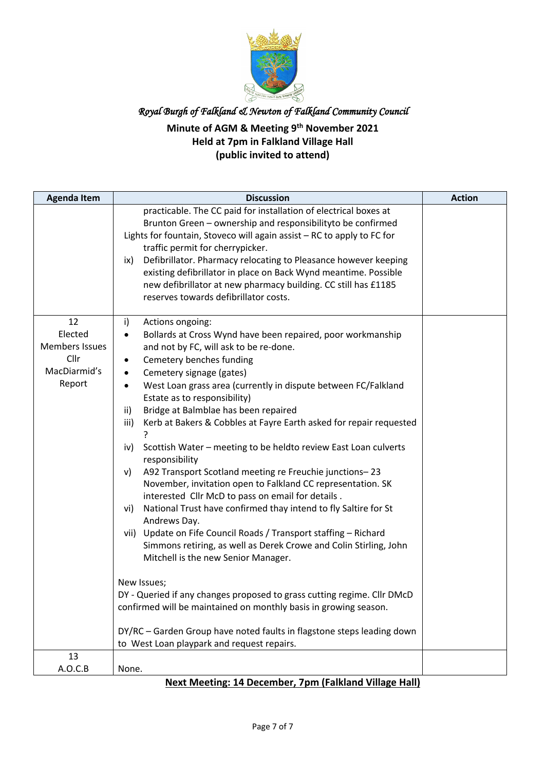*Royal Burgh of Falkland & Newton of Falkland Community Council*

**Minute of AGM & Meeting 9th November 2021**
**Held at 7pm in Falkland Village Hall**
**(public invited to attend)**

| Agenda Item | Discussion | Action |
|---|---|---|
| | practicable. The CC paid for installation of electrical boxes at Brunton Green – ownership and responsibilityto be confirmed<br>Lights for fountain, Stoveco will again assist – RC to apply to FC for traffic permit for cherrypicker.<br>ix) Defibrillator. Pharmacy relocating to Pleasance however keeping existing defibrillator in place on Back Wynd meantime. Possible new defibrillator at new pharmacy building. CC still has £1185 reserves towards defibrillator costs. | |
| 12<br>Elected Members Issues Cllr MacDiarmid's Report | i) Actions ongoing:<br>• Bollards at Cross Wynd have been repaired, poor workmanship and not by FC, will ask to be re-done.<br>• Cemetery benches funding<br>• Cemetery signage (gates)<br>• West Loan grass area (currently in dispute between FC/Falkland Estate as to responsibility)<br>ii) Bridge at Balmblae has been repaired<br>iii) Kerb at Bakers & Cobbles at Fayre Earth asked for repair requested ?<br>iv) Scottish Water – meeting to be heldto review East Loan culverts responsibility<br>v) A92 Transport Scotland meeting re Freuchie junctions– 23 November, invitation open to Falkland CC representation. SK interested Cllr McD to pass on email for details .<br>vi) National Trust have confirmed thay intend to fly Saltire for St Andrews Day.<br>vii) Update on Fife Council Roads / Transport staffing – Richard Simmons retiring, as well as Derek Crowe and Colin Stirling, John Mitchell is the new Senior Manager.<br><br>New Issues;<br>DY - Queried if any changes proposed to grass cutting regime. Cllr DMcD confirmed will be maintained on monthly basis in growing season.<br><br>DY/RC – Garden Group have noted faults in flagstone steps leading down to West Loan playpark and request repairs. | |
| 13<br>A.O.C.B | None. | |

**Next Meeting: 14 December, 7pm (Falkland Village Hall)**